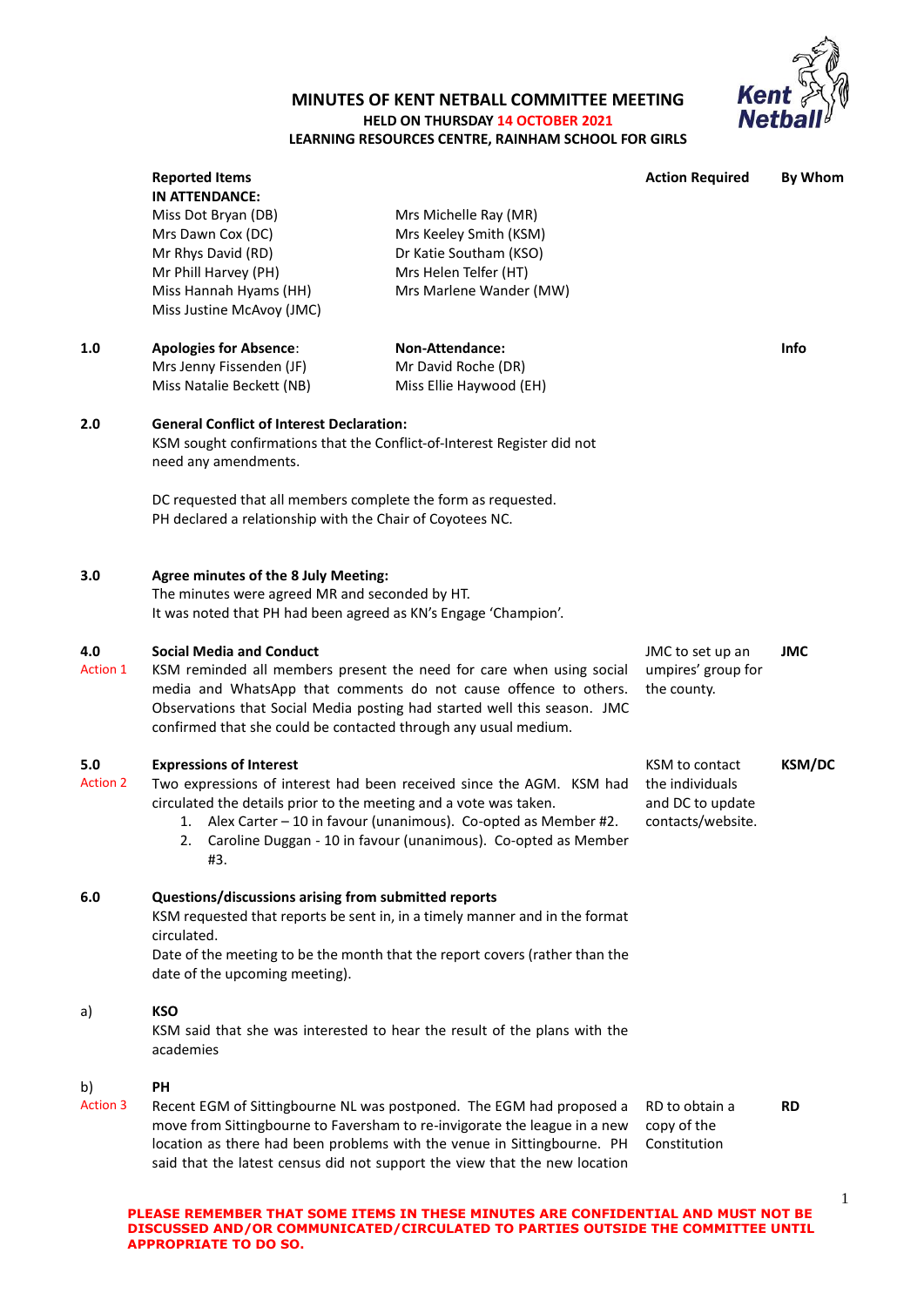# MINUTES OF KENT NETBALL COMMITTEE MEETING

**HELD ON THURSDAY 14 OCTOBER 2021**

**LEARNING RESOURCES CENTRE, RAINHAM SCHOOL FOR GIRLS**

| | Reported Items | | Action Required | By Whom |
|---|---|---|---|---|
| | **IN ATTENDANCE:** | | | |
| | Miss Dot Bryan (DB) | Mrs Michelle Ray (MR) | | |
| | Mrs Dawn Cox (DC) | Mrs Keeley Smith (KSM) | | |
| | Mr Rhys David (RD) | Dr Katie Southam (KSO) | | |
| | Mr Phill Harvey (PH) | Mrs Helen Telfer (HT) | | |
| | Miss Hannah Hyams (HH) | Mrs Marlene Wander (MW) | | |
| | Miss Justine McAvoy (JMC) | | | |
| **1.0** | **Apologies for Absence**:<br>Mrs Jenny Fissenden (JF)<br>Miss Natalie Beckett (NB) | **Non-Attendance:**<br>Mr David Roche (DR)<br>Miss Ellie Haywood (EH) | | **Info** |
| **2.0** | **General Conflict of Interest Declaration:**<br>KSM sought confirmations that the Conflict-of-Interest Register did not need any amendments.<br><br>DC requested that all members complete the form as requested.<br>PH declared a relationship with the Chair of Coyotees NC. | | | |
| **3.0** | **Agree minutes of the 8 July Meeting:**<br>The minutes were agreed MR and seconded by HT.<br>It was noted that PH had been agreed as KN's Engage 'Champion'. | | | |
| **4.0**<br>Action 1 | **Social Media and Conduct**<br>KSM reminded all members present the need for care when using social media and WhatsApp that comments do not cause offence to others. Observations that Social Media posting had started well this season. JMC confirmed that she could be contacted through any usual medium. | | JMC to set up an umpires' group for the county. | **JMC** |
| **5.0**<br>Action 2 | **Expressions of Interest**<br>Two expressions of interest had been received since the AGM. KSM had circulated the details prior to the meeting and a vote was taken.<br>1. Alex Carter – 10 in favour (unanimous). Co-opted as Member #2.<br>2. Caroline Duggan - 10 in favour (unanimous). Co-opted as Member #3. | | KSM to contact the individuals and DC to update contacts/website. | **KSM/DC** |
| **6.0** | **Questions/discussions arising from submitted reports**<br>KSM requested that reports be sent in, in a timely manner and in the format circulated.<br>Date of the meeting to be the month that the report covers (rather than the date of the upcoming meeting). | | | |
| a) | **KSO**<br>KSM said that she was interested to hear the result of the plans with the academies | | | |
| b)<br>Action 3 | **PH**<br>Recent EGM of Sittingbourne NL was postponed. The EGM had proposed a move from Sittingbourne to Faversham to re-invigorate the league in a new location as there had been problems with the venue in Sittingbourne. PH said that the latest census did not support the view that the new location | | RD to obtain a copy of the Constitution | **RD** |

**PLEASE REMEMBER THAT SOME ITEMS IN THESE MINUTES ARE CONFIDENTIAL AND MUST NOT BE DISCUSSED AND/OR COMMUNICATED/CIRCULATED TO PARTIES OUTSIDE THE COMMITTEE UNTIL APPROPRIATE TO DO SO.**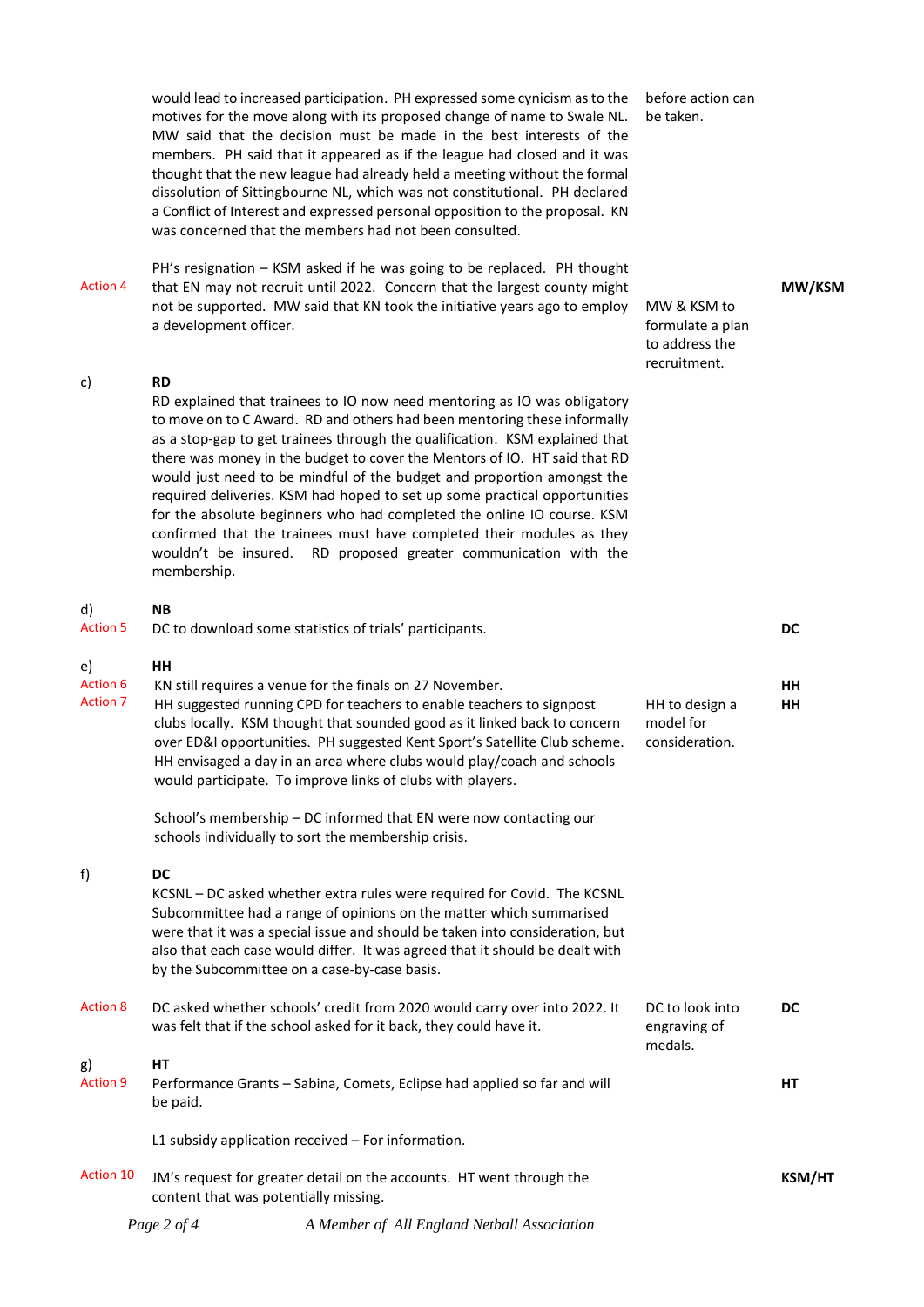| | | | |
|---|---|---|---|
| | would lead to increased participation. PH expressed some cynicism as to the motives for the move along with its proposed change of name to Swale NL. MW said that the decision must be made in the best interests of the members. PH said that it appeared as if the league had closed and it was thought that the new league had already held a meeting without the formal dissolution of Sittingbourne NL, which was not constitutional. PH declared a Conflict of Interest and expressed personal opposition to the proposal. KN was concerned that the members had not been consulted. | before action can be taken. | |
| Action 4 | PH's resignation – KSM asked if he was going to be replaced. PH thought that EN may not recruit until 2022. Concern that the largest county might not be supported. MW said that KN took the initiative years ago to employ a development officer. | MW & KSM to formulate a plan to address the recruitment. | **MW/KSM** |
| c) | **RD**<br>RD explained that trainees to IO now need mentoring as IO was obligatory to move on to C Award. RD and others had been mentoring these informally as a stop-gap to get trainees through the qualification. KSM explained that there was money in the budget to cover the Mentors of IO. HT said that RD would just need to be mindful of the budget and proportion amongst the required deliveries. KSM had hoped to set up some practical opportunities for the absolute beginners who had completed the online IO course. KSM confirmed that the trainees must have completed their modules as they wouldn't be insured. RD proposed greater communication with the membership. | | |
| d)<br>Action 5 | **NB**<br>DC to download some statistics of trials' participants. | | **DC** |
| e)<br>Action 6<br>Action 7 | **HH**<br>KN still requires a venue for the finals on 27 November.<br>HH suggested running CPD for teachers to enable teachers to signpost clubs locally. KSM thought that sounded good as it linked back to concern over ED&I opportunities. PH suggested Kent Sport's Satellite Club scheme. HH envisaged a day in an area where clubs would play/coach and schools would participate. To improve links of clubs with players.<br><br>School's membership – DC informed that EN were now contacting our schools individually to sort the membership crisis. | HH to design a model for consideration. | **HH**<br>**HH** |
| f) | **DC**<br>KCSNL – DC asked whether extra rules were required for Covid. The KCSNL Subcommittee had a range of opinions on the matter which summarised were that it was a special issue and should be taken into consideration, but also that each case would differ. It was agreed that it should be dealt with by the Subcommittee on a case-by-case basis. | | |
| Action 8 | DC asked whether schools' credit from 2020 would carry over into 2022. It was felt that if the school asked for it back, they could have it. | DC to look into engraving of medals. | **DC** |
| g)<br>Action 9 | **HT**<br>Performance Grants – Sabina, Comets, Eclipse had applied so far and will be paid.<br><br>L1 subsidy application received – For information. | | **HT** |
| Action 10 | JM's request for greater detail on the accounts. HT went through the content that was potentially missing. | | **KSM/HT** |

*A Member of All England Netball Association*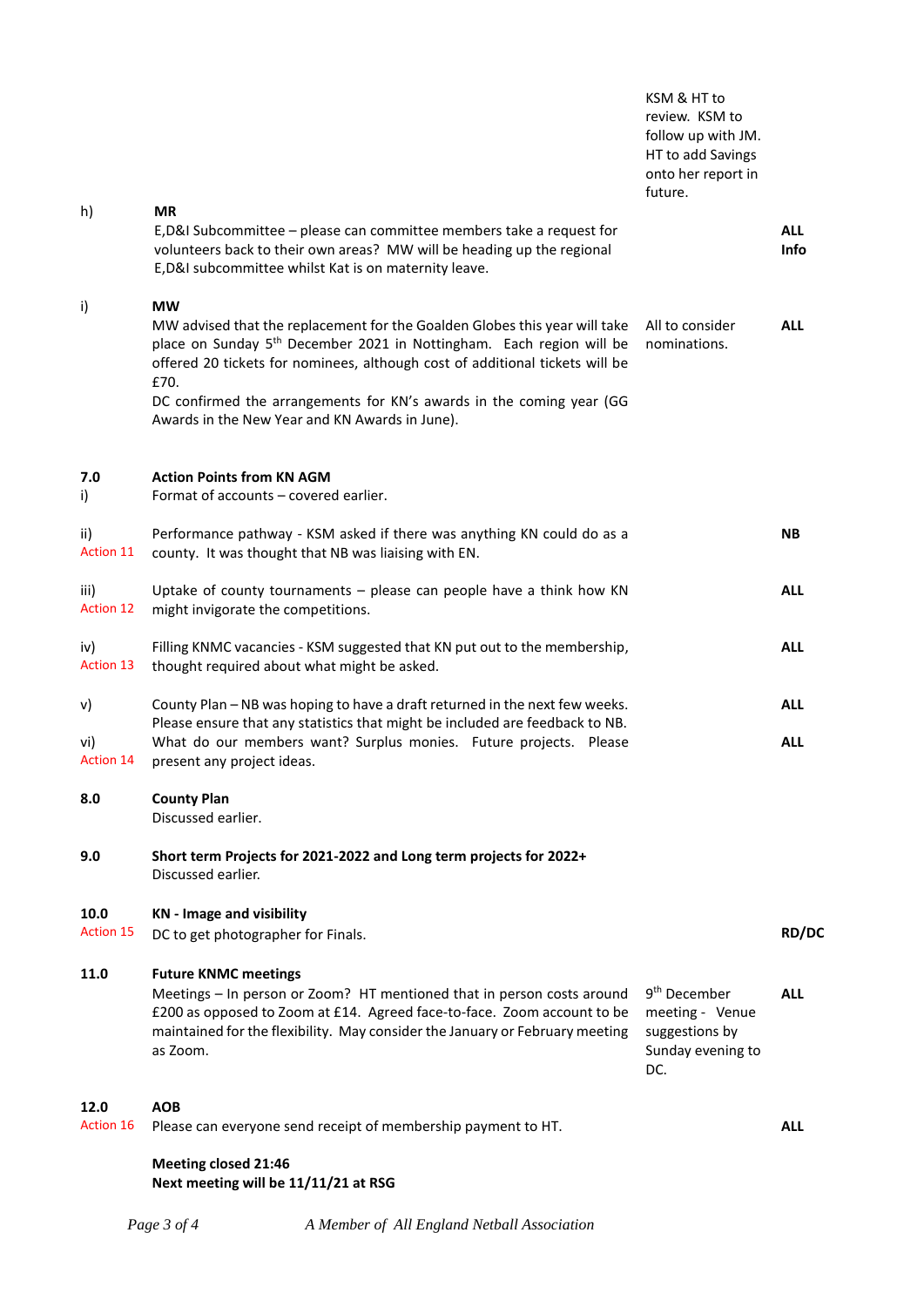| | | | |
|---|---|---|---|
| | | KSM & HT to review. KSM to follow up with JM. HT to add Savings onto her report in future. | |
| h) | **MR**<br>E,D&I Subcommittee – please can committee members take a request for volunteers back to their own areas? MW will be heading up the regional E,D&I subcommittee whilst Kat is on maternity leave. | | **ALL Info** |
| i) | **MW**<br>MW advised that the replacement for the Goalden Globes this year will take place on Sunday 5th December 2021 in Nottingham. Each region will be offered 20 tickets for nominees, although cost of additional tickets will be £70.<br>DC confirmed the arrangements for KN's awards in the coming year (GG Awards in the New Year and KN Awards in June). | All to consider nominations. | **ALL** |
| **7.0**<br>i) | **Action Points from KN AGM**<br>Format of accounts – covered earlier. | | |
| ii)<br>Action 11 | Performance pathway - KSM asked if there was anything KN could do as a county. It was thought that NB was liaising with EN. | | **NB** |
| iii)<br>Action 12 | Uptake of county tournaments – please can people have a think how KN might invigorate the competitions. | | **ALL** |
| iv)<br>Action 13 | Filling KNMC vacancies - KSM suggested that KN put out to the membership, thought required about what might be asked. | | **ALL** |
| v) | County Plan – NB was hoping to have a draft returned in the next few weeks. Please ensure that any statistics that might be included are feedback to NB. | | **ALL** |
| vi)<br>Action 14 | What do our members want? Surplus monies. Future projects. Please present any project ideas. | | **ALL** |
| **8.0** | **County Plan**<br>Discussed earlier. | | |
| **9.0** | **Short term Projects for 2021-2022 and Long term projects for 2022+**<br>Discussed earlier. | | |
| **10.0**<br>Action 15 | **KN - Image and visibility**<br>DC to get photographer for Finals. | | **RD/DC** |
| **11.0** | **Future KNMC meetings**<br>Meetings – In person or Zoom? HT mentioned that in person costs around £200 as opposed to Zoom at £14. Agreed face-to-face. Zoom account to be maintained for the flexibility. May consider the January or February meeting as Zoom. | 9th December meeting - Venue suggestions by Sunday evening to DC. | **ALL** |
| **12.0**<br>Action 16 | **AOB**<br>Please can everyone send receipt of membership payment to HT. | | **ALL** |

**Meeting closed 21:46**
**Next meeting will be 11/11/21 at RSG**

*A Member of All England Netball Association*